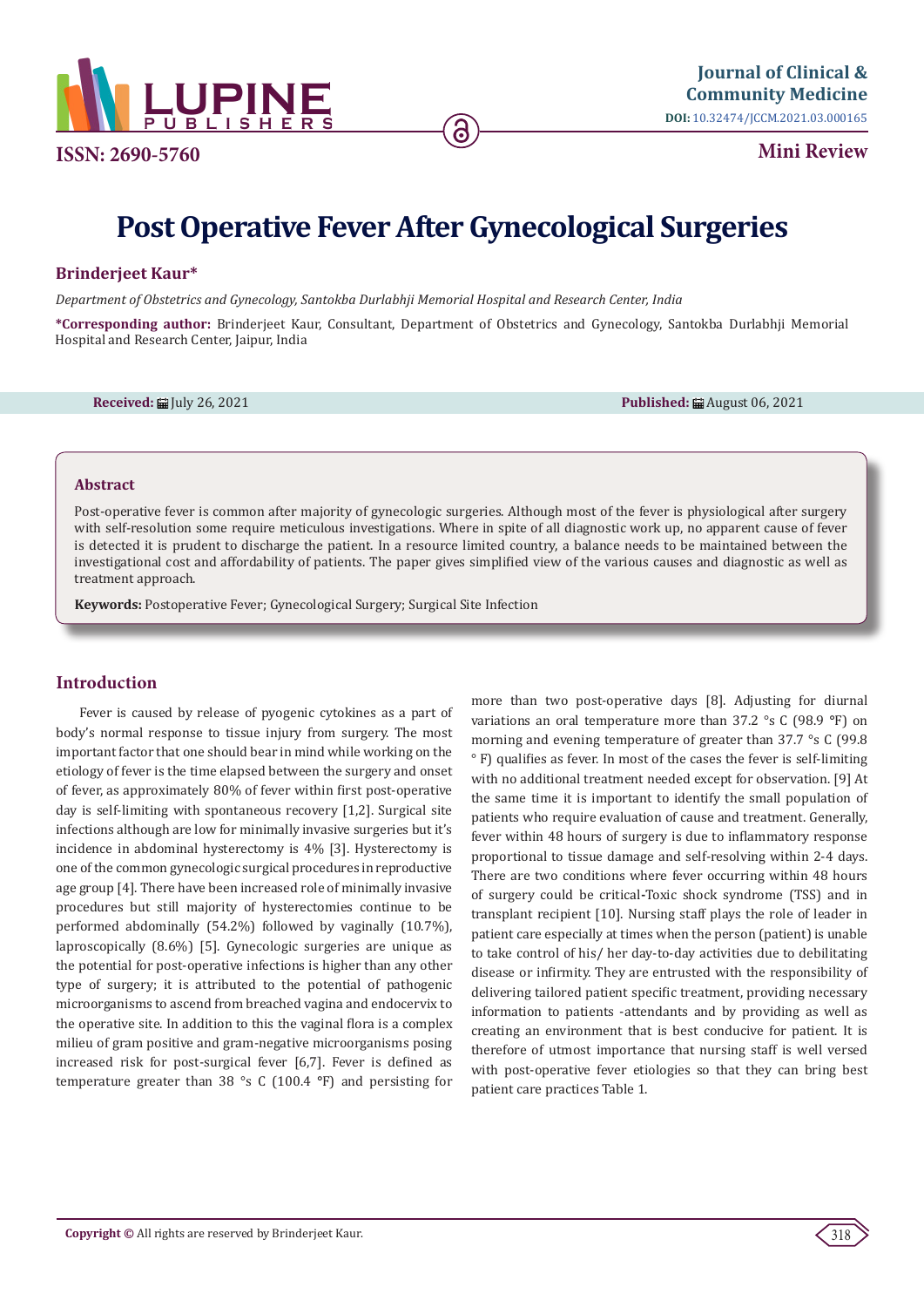ISSN: 2690-5760

Journal of Clinical & Community Medicine

DOI: 10.32474/JCCM.2021.03.000165

**Mini Review**

# Post Operative Fever After Gynecological Surgeries

**Brinderjeet Kaur***

*Department of Obstetrics and Gynecology, Santokba Durlabhji Memorial Hospital and Research Center, India*

**\*Corresponding author:** Brinderjeet Kaur, Consultant, Department of Obstetrics and Gynecology, Santokba Durlabhji Memorial Hospital and Research Center, Jaipur, India

**Received:** July 26, 2021 **Published:** August 06, 2021

## Abstract

Post-operative fever is common after majority of gynecologic surgeries. Although most of the fever is physiological after surgery with self-resolution some require meticulous investigations. Where in spite of all diagnostic work up, no apparent cause of fever is detected it is prudent to discharge the patient. In a resource limited country, a balance needs to be maintained between the investigational cost and affordability of patients. The paper gives simplified view of the various causes and diagnostic as well as treatment approach.

**Keywords:** Postoperative Fever; Gynecological Surgery; Surgical Site Infection

## Introduction

Fever is caused by release of pyogenic cytokines as a part of body's normal response to tissue injury from surgery. The most important factor that one should bear in mind while working on the etiology of fever is the time elapsed between the surgery and onset of fever, as approximately 80% of fever within first post-operative day is self-limiting with spontaneous recovery [1,2]. Surgical site infections although are low for minimally invasive surgeries but it's incidence in abdominal hysterectomy is 4% [3]. Hysterectomy is one of the common gynecologic surgical procedures in reproductive age group [4]. There have been increased role of minimally invasive procedures but still majority of hysterectomies continue to be performed abdominally (54.2%) followed by vaginally (10.7%), laproscopically (8.6%) [5]. Gynecologic surgeries are unique as the potential for post-operative infections is higher than any other type of surgery; it is attributed to the potential of pathogenic microorganisms to ascend from breached vagina and endocervix to the operative site. In addition to this the vaginal flora is a complex milieu of gram positive and gram-negative microorganisms posing increased risk for post-surgical fever [6,7]. Fever is defined as temperature greater than 38 °s C (100.4 °F) and persisting for more than two post-operative days [8]. Adjusting for diurnal variations an oral temperature more than 37.2 °s C (98.9 °F) on morning and evening temperature of greater than 37.7 °s C (99.8 ° F) qualifies as fever. In most of the cases the fever is self-limiting with no additional treatment needed except for observation. [9] At the same time it is important to identify the small population of patients who require evaluation of cause and treatment. Generally, fever within 48 hours of surgery is due to inflammatory response proportional to tissue damage and self-resolving within 2-4 days. There are two conditions where fever occurring within 48 hours of surgery could be critical-Toxic shock syndrome (TSS) and in transplant recipient [10]. Nursing staff plays the role of leader in patient care especially at times when the person (patient) is unable to take control of his/ her day-to-day activities due to debilitating disease or infirmity. They are entrusted with the responsibility of delivering tailored patient specific treatment, providing necessary information to patients -attendants and by providing as well as creating an environment that is best conducive for patient. It is therefore of utmost importance that nursing staff is well versed with post-operative fever etiologies so that they can bring best patient care practices Table 1.

**Copyright ©** All rights are reserved by Brinderjeet Kaur.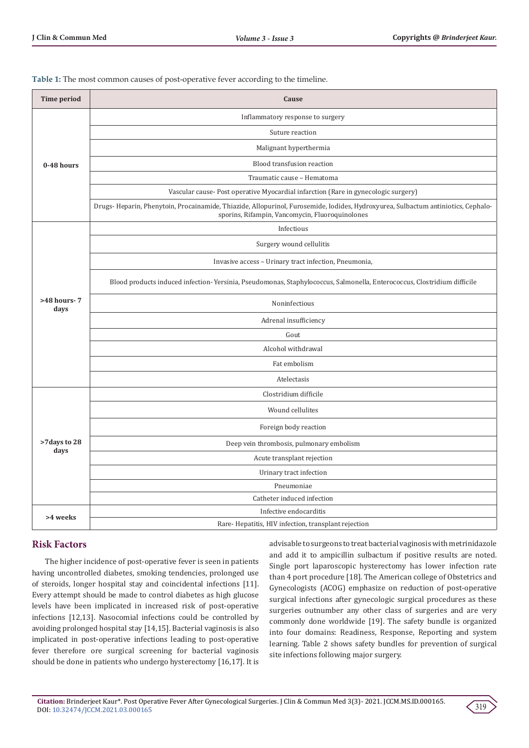**Table 1:** The most common causes of post-operative fever according to the timeline.

| Time period | Cause |
|---|---|
| 0-48 hours | Inflammatory response to surgery |
| | Suture reaction |
| | Malignant hyperthermia |
| | Blood transfusion reaction |
| | Traumatic cause – Hematoma |
| | Vascular cause- Post operative Myocardial infarction (Rare in gynecologic surgery) |
| | Drugs- Heparin, Phenytoin, Procainamide, Thiazide, Allopurinol, Furosemide, Iodides, Hydroxyurea, Sulbactum antiniotics, Cephalosporins, Rifampin, Vancomycin, Fluoroquinolones |
| >48 hours- 7 days | Infectious |
| | Surgery wound cellulitis |
| | Invasive access – Urinary tract infection, Pneumonia, |
| | Blood products induced infection- Yersinia, Pseudomonas, Staphylococcus, Salmonella, Enterococcus, Clostridium difficile |
| | Noninfectious |
| | Adrenal insufficiency |
| | Gout |
| | Alcohol withdrawal |
| | Fat embolism |
| | Atelectasis |
| >7days to 28 days | Clostridium difficile |
| | Wound cellulites |
| | Foreign body reaction |
| | Deep vein thrombosis, pulmonary embolism |
| | Acute transplant rejection |
| | Urinary tract infection |
| | Pneumoniae |
| | Catheter induced infection |
| >4 weeks | Infective endocarditis |
| | Rare- Hepatitis, HIV infection, transplant rejection |

## Risk Factors

The higher incidence of post-operative fever is seen in patients having uncontrolled diabetes, smoking tendencies, prolonged use of steroids, longer hospital stay and coincidental infections [11]. Every attempt should be made to control diabetes as high glucose levels have been implicated in increased risk of post-operative infections [12,13]. Nasocomial infections could be controlled by avoiding prolonged hospital stay [14,15]. Bacterial vaginosis is also implicated in post-operative infections leading to post-operative fever therefore ore surgical screening for bacterial vaginosis should be done in patients who undergo hysterectomy [16,17]. It is advisable to surgeons to treat bacterial vaginosis with metrinidazole and add it to ampicillin sulbactum if positive results are noted. Single port laparoscopic hysterectomy has lower infection rate than 4 port procedure [18]. The American college of Obstetrics and Gynecologists (ACOG) emphasize on reduction of post-operative surgical infections after gynecologic surgical procedures as these surgeries outnumber any other class of surgeries and are very commonly done worldwide [19]. The safety bundle is organized into four domains: Readiness, Response, Reporting and system learning. Table 2 shows safety bundles for prevention of surgical site infections following major surgery.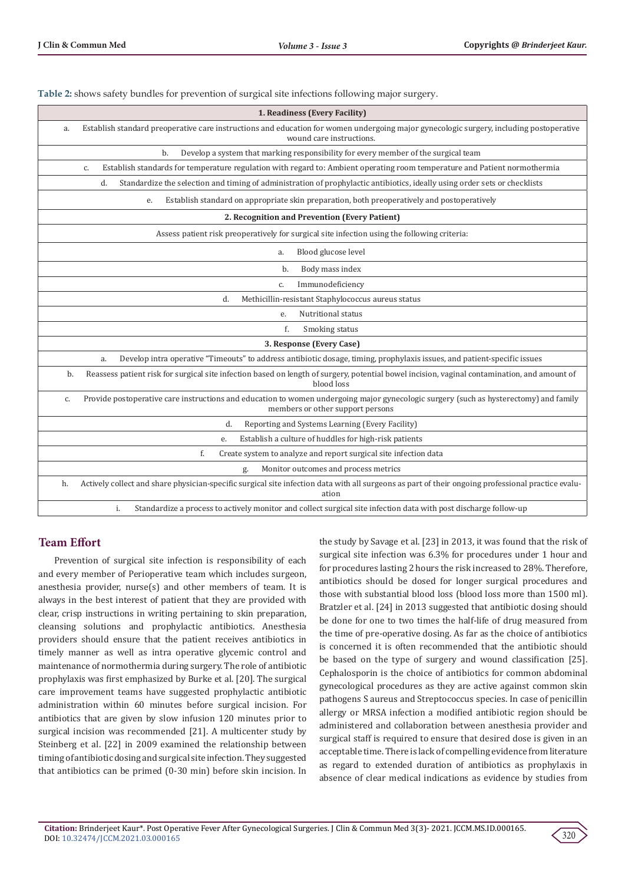**Table 2:** shows safety bundles for prevention of surgical site infections following major surgery.

| **1. Readiness (Every Facility)** |
|---|
| a. Establish standard preoperative care instructions and education for women undergoing major gynecologic surgery, including postoperative wound care instructions. |
| b. Develop a system that marking responsibility for every member of the surgical team |
| c. Establish standards for temperature regulation with regard to: Ambient operating room temperature and Patient normothermia |
| d. Standardize the selection and timing of administration of prophylactic antibiotics, ideally using order sets or checklists |
| e. Establish standard on appropriate skin preparation, both preoperatively and postoperatively |
| **2. Recognition and Prevention (Every Patient)** |
| Assess patient risk preoperatively for surgical site infection using the following criteria: |
| a. Blood glucose level |
| b. Body mass index |
| c. Immunodeficiency |
| d. Methicillin-resistant Staphylococcus aureus status |
| e. Nutritional status |
| f. Smoking status |
| **3. Response (Every Case)** |
| a. Develop intra operative "Timeouts" to address antibiotic dosage, timing, prophylaxis issues, and patient-specific issues |
| b. Reassess patient risk for surgical site infection based on length of surgery, potential bowel incision, vaginal contamination, and amount of blood loss |
| c. Provide postoperative care instructions and education to women undergoing major gynecologic surgery (such as hysterectomy) and family members or other support persons |
| d. Reporting and Systems Learning (Every Facility) |
| e. Establish a culture of huddles for high-risk patients |
| f. Create system to analyze and report surgical site infection data |
| g. Monitor outcomes and process metrics |
| h. Actively collect and share physician-specific surgical site infection data with all surgeons as part of their ongoing professional practice evaluation |
| i. Standardize a process to actively monitor and collect surgical site infection data with post discharge follow-up |

## Team Effort

Prevention of surgical site infection is responsibility of each and every member of Perioperative team which includes surgeon, anesthesia provider, nurse(s) and other members of team. It is always in the best interest of patient that they are provided with clear, crisp instructions in writing pertaining to skin preparation, cleansing solutions and prophylactic antibiotics. Anesthesia providers should ensure that the patient receives antibiotics in timely manner as well as intra operative glycemic control and maintenance of normothermia during surgery. The role of antibiotic prophylaxis was first emphasized by Burke et al. [20]. The surgical care improvement teams have suggested prophylactic antibiotic administration within 60 minutes before surgical incision. For antibiotics that are given by slow infusion 120 minutes prior to surgical incision was recommended [21]. A multicenter study by Steinberg et al. [22] in 2009 examined the relationship between timing of antibiotic dosing and surgical site infection. They suggested that antibiotics can be primed (0-30 min) before skin incision. In the study by Savage et al. [23] in 2013, it was found that the risk of surgical site infection was 6.3% for procedures under 1 hour and for procedures lasting 2 hours the risk increased to 28%. Therefore, antibiotics should be dosed for longer surgical procedures and those with substantial blood loss (blood loss more than 1500 ml). Bratzler et al. [24] in 2013 suggested that antibiotic dosing should be done for one to two times the half-life of drug measured from the time of pre-operative dosing. As far as the choice of antibiotics is concerned it is often recommended that the antibiotic should be based on the type of surgery and wound classification [25]. Cephalosporin is the choice of antibiotics for common abdominal gynecological procedures as they are active against common skin pathogens S aureus and Streptococcus species. In case of penicillin allergy or MRSA infection a modified antibiotic region should be administered and collaboration between anesthesia provider and surgical staff is required to ensure that desired dose is given in an acceptable time. There is lack of compelling evidence from literature as regard to extended duration of antibiotics as prophylaxis in absence of clear medical indications as evidence by studies from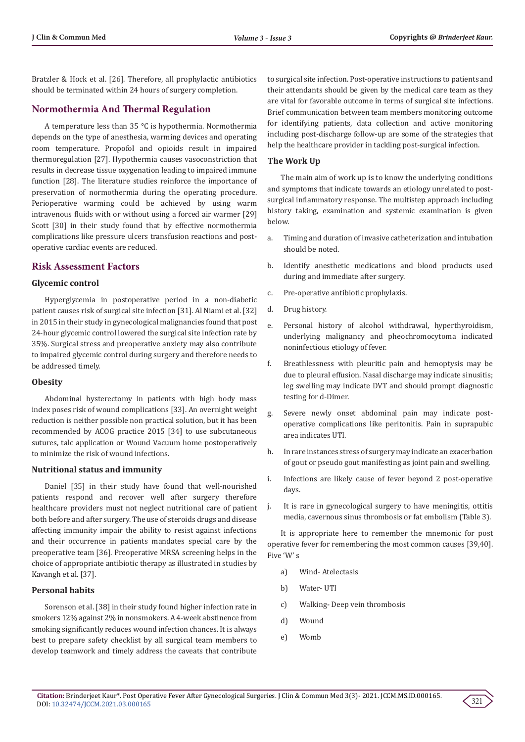Bratzler & Hock et al. [26]. Therefore, all prophylactic antibiotics should be terminated within 24 hours of surgery completion.

## Normothermia And Thermal Regulation

A temperature less than 35 °C is hypothermia. Normothermia depends on the type of anesthesia, warming devices and operating room temperature. Propofol and opioids result in impaired thermoregulation [27]. Hypothermia causes vasoconstriction that results in decrease tissue oxygenation leading to impaired immune function [28]. The literature studies reinforce the importance of preservation of normothermia during the operating procedure. Perioperative warming could be achieved by using warm intravenous fluids with or without using a forced air warmer [29] Scott [30] in their study found that by effective normothermia complications like pressure ulcers transfusion reactions and post-operative cardiac events are reduced.

## Risk Assessment Factors

### Glycemic control

Hyperglycemia in postoperative period in a non-diabetic patient causes risk of surgical site infection [31]. Al Niami et al. [32] in 2015 in their study in gynecological malignancies found that post 24-hour glycemic control lowered the surgical site infection rate by 35%. Surgical stress and preoperative anxiety may also contribute to impaired glycemic control during surgery and therefore needs to be addressed timely.

### Obesity

Abdominal hysterectomy in patients with high body mass index poses risk of wound complications [33]. An overnight weight reduction is neither possible non practical solution, but it has been recommended by ACOG practice 2015 [34] to use subcutaneous sutures, talc application or Wound Vacuum home postoperatively to minimize the risk of wound infections.

### Nutritional status and immunity

Daniel [35] in their study have found that well-nourished patients respond and recover well after surgery therefore healthcare providers must not neglect nutritional care of patient both before and after surgery. The use of steroids drugs and disease affecting immunity impair the ability to resist against infections and their occurrence in patients mandates special care by the preoperative team [36]. Preoperative MRSA screening helps in the choice of appropriate antibiotic therapy as illustrated in studies by Kavangh et al. [37].

### Personal habits

Sorenson et al. [38] in their study found higher infection rate in smokers 12% against 2% in nonsmokers. A 4-week abstinence from smoking significantly reduces wound infection chances. It is always best to prepare safety checklist by all surgical team members to develop teamwork and timely address the caveats that contribute to surgical site infection. Post-operative instructions to patients and their attendants should be given by the medical care team as they are vital for favorable outcome in terms of surgical site infections. Brief communication between team members monitoring outcome for identifying patients, data collection and active monitoring including post-discharge follow-up are some of the strategies that help the healthcare provider in tackling post-surgical infection.

### The Work Up

The main aim of work up is to know the underlying conditions and symptoms that indicate towards an etiology unrelated to post-surgical inflammatory response. The multistep approach including history taking, examination and systemic examination is given below.

a. Timing and duration of invasive catheterization and intubation should be noted.

b. Identify anesthetic medications and blood products used during and immediate after surgery.

c. Pre-operative antibiotic prophylaxis.

d. Drug history.

e. Personal history of alcohol withdrawal, hyperthyroidism, underlying malignancy and pheochromocytoma indicated noninfectious etiology of fever.

f. Breathlessness with pleuritic pain and hemoptysis may be due to pleural effusion. Nasal discharge may indicate sinusitis; leg swelling may indicate DVT and should prompt diagnostic testing for d-Dimer.

g. Severe newly onset abdominal pain may indicate post-operative complications like peritonitis. Pain in suprapubic area indicates UTI.

h. In rare instances stress of surgery may indicate an exacerbation of gout or pseudo gout manifesting as joint pain and swelling.

i. Infections are likely cause of fever beyond 2 post-operative days.

j. It is rare in gynecological surgery to have meningitis, ottitis media, cavernous sinus thrombosis or fat embolism (Table 3).

It is appropriate here to remember the mnemonic for post operative fever for remembering the most common causes [39,40]. Five 'W' s

a) Wind- Atelectasis

b) Water- UTI

c) Walking- Deep vein thrombosis

d) Wound

e) Womb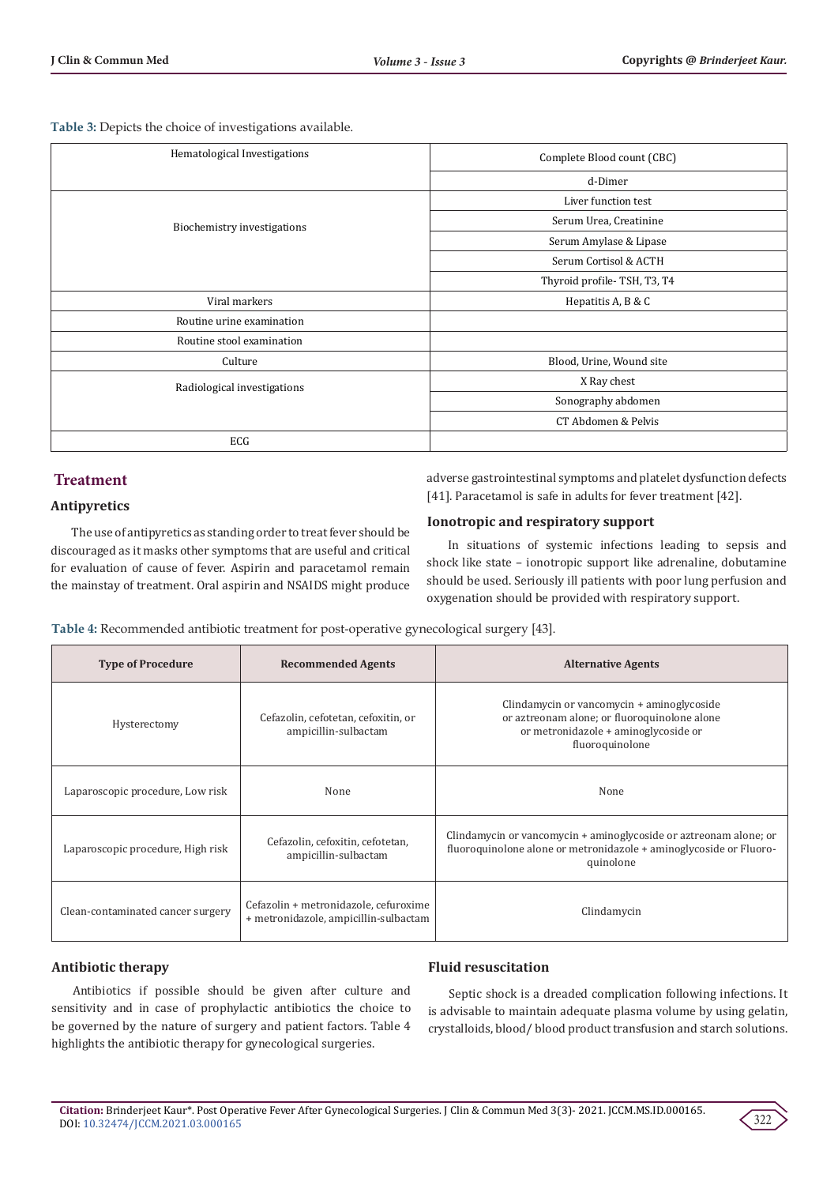**Table 3:** Depicts the choice of investigations available.

| | |
|---|---|
| Hematological Investigations | Complete Blood count (CBC) |
| | d-Dimer |
| Biochemistry investigations | Liver function test |
| | Serum Urea, Creatinine |
| | Serum Amylase & Lipase |
| | Serum Cortisol & ACTH |
| | Thyroid profile- TSH, T3, T4 |
| Viral markers | Hepatitis A, B & C |
| Routine urine examination | |
| Routine stool examination | |
| Culture | Blood, Urine, Wound site |
| Radiological investigations | X Ray chest |
| | Sonography abdomen |
| | CT Abdomen & Pelvis |
| ECG | |

## Treatment

### Antipyretics

The use of antipyretics as standing order to treat fever should be discouraged as it masks other symptoms that are useful and critical for evaluation of cause of fever. Aspirin and paracetamol remain the mainstay of treatment. Oral aspirin and NSAIDS might produce adverse gastrointestinal symptoms and platelet dysfunction defects [41]. Paracetamol is safe in adults for fever treatment [42].

### Ionotropic and respiratory support

In situations of systemic infections leading to sepsis and shock like state – ionotropic support like adrenaline, dobutamine should be used. Seriously ill patients with poor lung perfusion and oxygenation should be provided with respiratory support.

**Table 4:** Recommended antibiotic treatment for post-operative gynecological surgery [43].

| Type of Procedure | Recommended Agents | Alternative Agents |
|---|---|---|
| Hysterectomy | Cefazolin, cefotetan, cefoxitin, or ampicillin-sulbactam | Clindamycin or vancomycin + aminoglycoside or aztreonam alone; or fluoroquinolone alone or metronidazole + aminoglycoside or fluoroquinolone |
| Laparoscopic procedure, Low risk | None | None |
| Laparoscopic procedure, High risk | Cefazolin, cefoxitin, cefotetan, ampicillin-sulbactam | Clindamycin or vancomycin + aminoglycoside or aztreonam alone; or fluoroquinolone alone or metronidazole + aminoglycoside or Fluoro-quinolone |
| Clean-contaminated cancer surgery | Cefazolin + metronidazole, cefuroxime + metronidazole, ampicillin-sulbactam | Clindamycin |

### Antibiotic therapy

Antibiotics if possible should be given after culture and sensitivity and in case of prophylactic antibiotics the choice to be governed by the nature of surgery and patient factors. Table 4 highlights the antibiotic therapy for gynecological surgeries.

### Fluid resuscitation

Septic shock is a dreaded complication following infections. It is advisable to maintain adequate plasma volume by using gelatin, crystalloids, blood/ blood product transfusion and starch solutions.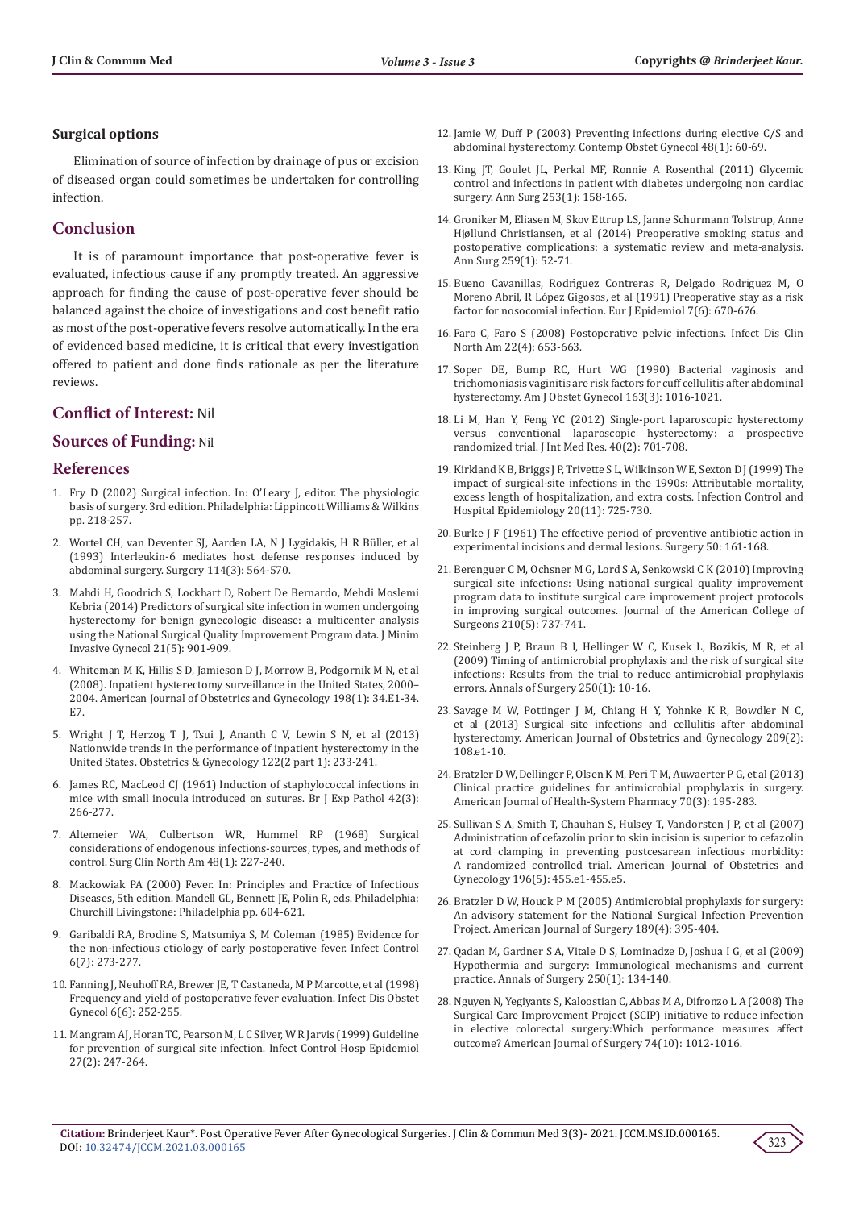## Surgical options

Elimination of source of infection by drainage of pus or excision of diseased organ could sometimes be undertaken for controlling infection.

## Conclusion

It is of paramount importance that post-operative fever is evaluated, infectious cause if any promptly treated. An aggressive approach for finding the cause of post-operative fever should be balanced against the choice of investigations and cost benefit ratio as most of the post-operative fevers resolve automatically. In the era of evidenced based medicine, it is critical that every investigation offered to patient and done finds rationale as per the literature reviews.

## Conflict of Interest: Nil

## Sources of Funding: Nil

## References

1. Fry D (2002) Surgical infection. In: O'Leary J, editor. The physiologic basis of surgery. 3rd edition. Philadelphia: Lippincott Williams & Wilkins pp. 218-257.
2. Wortel CH, van Deventer SJ, Aarden LA, N J Lygidakis, H R Büller, et al (1993) Interleukin-6 mediates host defense responses induced by abdominal surgery. Surgery 114(3): 564-570.
3. Mahdi H, Goodrich S, Lockhart D, Robert De Bernardo, Mehdi Moslemi Kebria (2014) Predictors of surgical site infection in women undergoing hysterectomy for benign gynecologic disease: a multicenter analysis using the National Surgical Quality Improvement Program data. J Minim Invasive Gynecol 21(5): 901-909.
4. Whiteman M K, Hillis S D, Jamieson D J, Morrow B, Podgornik M N, et al (2008). Inpatient hysterectomy surveillance in the United States, 2000–2004. American Journal of Obstetrics and Gynecology 198(1): 34.E1-34.E7.
5. Wright J T, Herzog T J, Tsui J, Ananth C V, Lewin S N, et al (2013) Nationwide trends in the performance of inpatient hysterectomy in the United States. Obstetrics & Gynecology 122(2 part 1): 233-241.
6. James RC, MacLeod CJ (1961) Induction of staphylococcal infections in mice with small inocula introduced on sutures. Br J Exp Pathol 42(3): 266-277.
7. Altemeier WA, Culbertson WR, Hummel RP (1968) Surgical considerations of endogenous infections-sources, types, and methods of control. Surg Clin North Am 48(1): 227-240.
8. Mackowiak PA (2000) Fever. In: Principles and Practice of Infectious Diseases, 5th edition. Mandell GL, Bennett JE, Polin R, eds. Philadelphia: Churchill Livingstone: Philadelphia pp. 604-621.
9. Garibaldi RA, Brodine S, Matsumiya S, M Coleman (1985) Evidence for the non-infectious etiology of early postoperative fever. Infect Control 6(7): 273-277.
10. Fanning J, Neuhoff RA, Brewer JE, T Castaneda, M P Marcotte, et al (1998) Frequency and yield of postoperative fever evaluation. Infect Dis Obstet Gynecol 6(6): 252-255.
11. Mangram AJ, Horan TC, Pearson M, L C Silver, W R Jarvis (1999) Guideline for prevention of surgical site infection. Infect Control Hosp Epidemiol 27(2): 247-264.
12. Jamie W, Duff P (2003) Preventing infections during elective C/S and abdominal hysterectomy. Contemp Obstet Gynecol 48(1): 60-69.
13. King JT, Goulet JL, Perkal MF, Ronnie A Rosenthal (2011) Glycemic control and infections in patient with diabetes undergoing non cardiac surgery. Ann Surg 253(1): 158-165.
14. Groniker M, Eliasen M, Skov Ettrup LS, Janne Schurmann Tolstrup, Anne Hjøllund Christiansen, et al (2014) Preoperative smoking status and postoperative complications: a systematic review and meta-analysis. Ann Surg 259(1): 52-71.
15. Bueno Cavanillas, Rodriguez Contreras R, Delgado Rodriguez M, O Moreno Abril, R López Gigosos, et al (1991) Preoperative stay as a risk factor for nosocomial infection. Eur J Epidemiol 7(6): 670-676.
16. Faro C, Faro S (2008) Postoperative pelvic infections. Infect Dis Clin North Am 22(4): 653-663.
17. Soper DE, Bump RC, Hurt WG (1990) Bacterial vaginosis and trichomoniasis vaginitis are risk factors for cuff cellulitis after abdominal hysterectomy. Am J Obstet Gynecol 163(3): 1016-1021.
18. Li M, Han Y, Feng YC (2012) Single-port laparoscopic hysterectomy versus conventional laparoscopic hysterectomy: a prospective randomized trial. J Int Med Res. 40(2): 701-708.
19. Kirkland K B, Briggs J P, Trivette S L, Wilkinson W E, Sexton D J (1999) The impact of surgical-site infections in the 1990s: Attributable mortality, excess length of hospitalization, and extra costs. Infection Control and Hospital Epidemiology 20(11): 725-730.
20. Burke J F (1961) The effective period of preventive antibiotic action in experimental incisions and dermal lesions. Surgery 50: 161-168.
21. Berenguer C M, Ochsner M G, Lord S A, Senkowski C K (2010) Improving surgical site infections: Using national surgical quality improvement program data to institute surgical care improvement project protocols in improving surgical outcomes. Journal of the American College of Surgeons 210(5): 737-741.
22. Steinberg J P, Braun B I, Hellinger W C, Kusek L, Bozikis, M R, et al (2009) Timing of antimicrobial prophylaxis and the risk of surgical site infections: Results from the trial to reduce antimicrobial prophylaxis errors. Annals of Surgery 250(1): 10-16.
23. Savage M W, Pottinger J M, Chiang H Y, Yohnke K R, Bowdler N C, et al (2013) Surgical site infections and cellulitis after abdominal hysterectomy. American Journal of Obstetrics and Gynecology 209(2): 108.e1-10.
24. Bratzler D W, Dellinger P, Olsen K M, Peri T M, Auwaerter P G, et al (2013) Clinical practice guidelines for antimicrobial prophylaxis in surgery. American Journal of Health-System Pharmacy 70(3): 195-283.
25. Sullivan S A, Smith T, Chauhan S, Hulsey T, Vandorsten J P, et al (2007) Administration of cefazolin prior to skin incision is superior to cefazolin at cord clamping in preventing postcesarean infectious morbidity: A randomized controlled trial. American Journal of Obstetrics and Gynecology 196(5): 455.e1-455.e5.
26. Bratzler D W, Houck P M (2005) Antimicrobial prophylaxis for surgery: An advisory statement for the National Surgical Infection Prevention Project. American Journal of Surgery 189(4): 395-404.
27. Qadan M, Gardner S A, Vitale D S, Lominadze D, Joshua I G, et al (2009) Hypothermia and surgery: Immunological mechanisms and current practice. Annals of Surgery 250(1): 134-140.
28. Nguyen N, Yegiyants S, Kaloostian C, Abbas M A, Difronzo L A (2008) The Surgical Care Improvement Project (SCIP) initiative to reduce infection in elective colorectal surgery:Which performance measures affect outcome? American Journal of Surgery 74(10): 1012-1016.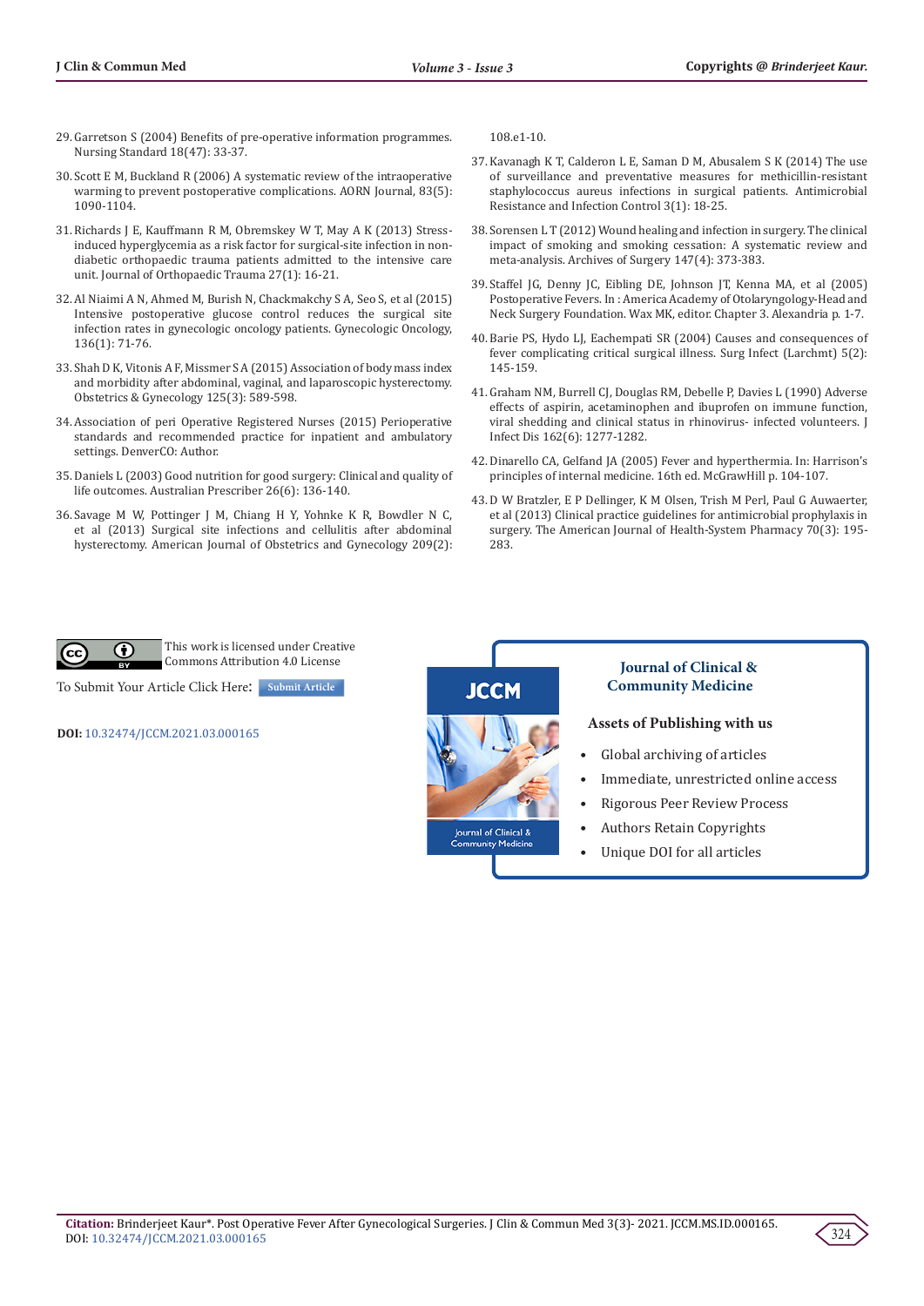29. Garretson S (2004) Benefits of pre-operative information programmes. Nursing Standard 18(47): 33-37.
30. Scott E M, Buckland R (2006) A systematic review of the intraoperative warming to prevent postoperative complications. AORN Journal, 83(5): 1090-1104.
31. Richards J E, Kauffmann R M, Obremskey W T, May A K (2013) Stress-induced hyperglycemia as a risk factor for surgical-site infection in non-diabetic orthopaedic trauma patients admitted to the intensive care unit. Journal of Orthopaedic Trauma 27(1): 16-21.
32. Al Niaimi A N, Ahmed M, Burish N, Chackmakchy S A, Seo S, et al (2015) Intensive postoperative glucose control reduces the surgical site infection rates in gynecologic oncology patients. Gynecologic Oncology, 136(1): 71-76.
33. Shah D K, Vitonis A F, Missmer S A (2015) Association of body mass index and morbidity after abdominal, vaginal, and laparoscopic hysterectomy. Obstetrics & Gynecology 125(3): 589-598.
34. Association of peri Operative Registered Nurses (2015) Perioperative standards and recommended practice for inpatient and ambulatory settings. DenverCO: Author.
35. Daniels L (2003) Good nutrition for good surgery: Clinical and quality of life outcomes. Australian Prescriber 26(6): 136-140.
36. Savage M W, Pottinger J M, Chiang H Y, Yohnke K R, Bowdler N C, et al (2013) Surgical site infections and cellulitis after abdominal hysterectomy. American Journal of Obstetrics and Gynecology 209(2): 108.e1-10.
37. Kavanagh K T, Calderon L E, Saman D M, Abusalem S K (2014) The use of surveillance and preventative measures for methicillin-resistant staphylococcus aureus infections in surgical patients. Antimicrobial Resistance and Infection Control 3(1): 18-25.
38. Sorensen L T (2012) Wound healing and infection in surgery. The clinical impact of smoking and smoking cessation: A systematic review and meta-analysis. Archives of Surgery 147(4): 373-383.
39. Staffel JG, Denny JC, Eibling DE, Johnson JT, Kenna MA, et al (2005) Postoperative Fevers. In : America Academy of Otolaryngology-Head and Neck Surgery Foundation. Wax MK, editor. Chapter 3. Alexandria p. 1-7.
40. Barie PS, Hydo LJ, Eachempati SR (2004) Causes and consequences of fever complicating critical surgical illness. Surg Infect (Larchmt) 5(2): 145-159.
41. Graham NM, Burrell CJ, Douglas RM, Debelle P, Davies L (1990) Adverse effects of aspirin, acetaminophen and ibuprofen on immune function, viral shedding and clinical status in rhinovirus- infected volunteers. J Infect Dis 162(6): 1277-1282.
42. Dinarello CA, Gelfand JA (2005) Fever and hyperthermia. In: Harrison's principles of internal medicine. 16th ed. McGrawHill p. 104-107.
43. D W Bratzler, E P Dellinger, K M Olsen, Trish M Perl, Paul G Auwaerter, et al (2013) Clinical practice guidelines for antimicrobial prophylaxis in surgery. The American Journal of Health-System Pharmacy 70(3): 195-283.

This work is licensed under Creative Commons Attribution 4.0 License

To Submit Your Article Click Here: Submit Article

**DOI:** 10.32474/JCCM.2021.03.000165

**Journal of Clinical & Community Medicine**

**Assets of Publishing with us**

- Global archiving of articles
- Immediate, unrestricted online access
- Rigorous Peer Review Process
- Authors Retain Copyrights
- Unique DOI for all articles

**Citation:** Brinderjeet Kaur*. Post Operative Fever After Gynecological Surgeries. J Clin & Commun Med 3(3)- 2021. JCCM.MS.ID.000165. DOI: 10.32474/JCCM.2021.03.000165